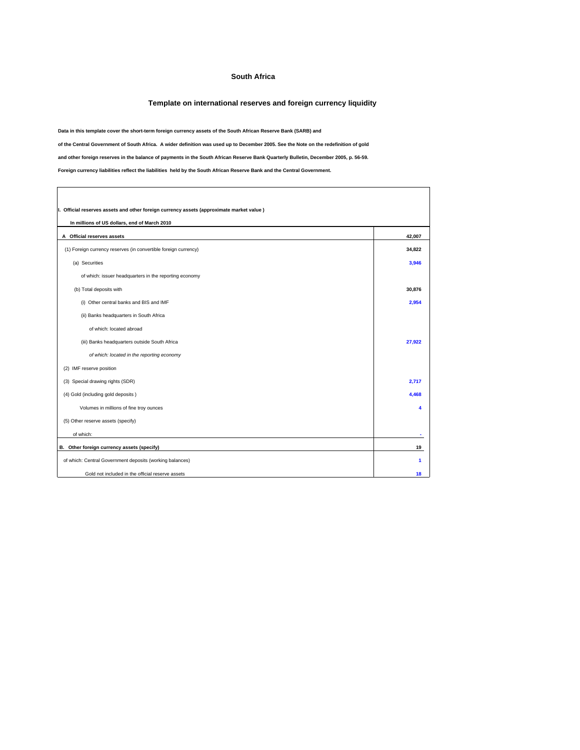# South Africa

## Template on international reserves and foreign currency liquidity

**Data in this template cover the short-term foreign currency assets of the South African Reserve Bank (SARB) and**

**of the Central Government of South Africa. A wider definition was used up to December 2005. See the Note on the redefinition of gold**

**and other foreign reserves in the balance of payments in the South African Reserve Bank Quarterly Bulletin, December 2005, p. 56-59.**

**Foreign currency liabilities reflect the liabilities held by the South African Reserve Bank and the Central Government.**

| **I. Official reserves assets and other foreign currency assets (approximate market value )** | |
|---|---|
| **In millions of US dollars, end of March 2010** | |
| **A Official reserves assets** | **42,007** |
| (1) Foreign currency reserves (in convertible foreign currency) | **34,822** |
| (a) Securities | **3,946** |
| of which: issuer headquarters in the reporting economy | |
| (b) Total deposits with | **30,876** |
| (i) Other central banks and BIS and IMF | **2,954** |
| (ii) Banks headquarters in South Africa | |
| of which: located abroad | |
| (iii) Banks headquarters outside South Africa | **27,922** |
| *of which: located in the reporting economy* | |
| (2) IMF reserve position | |
| (3) Special drawing rights (SDR) | **2,717** |
| (4) Gold (including gold deposits ) | **4,468** |
| Volumes in millions of fine troy ounces | **4** |
| (5) Other reserve assets (specify) | |
| of which: | - |
| **B. Other foreign currency assets (specify)** | **19** |
| of which: Central Government deposits (working balances) | **1** |
| Gold not included in the official reserve assets | **18** |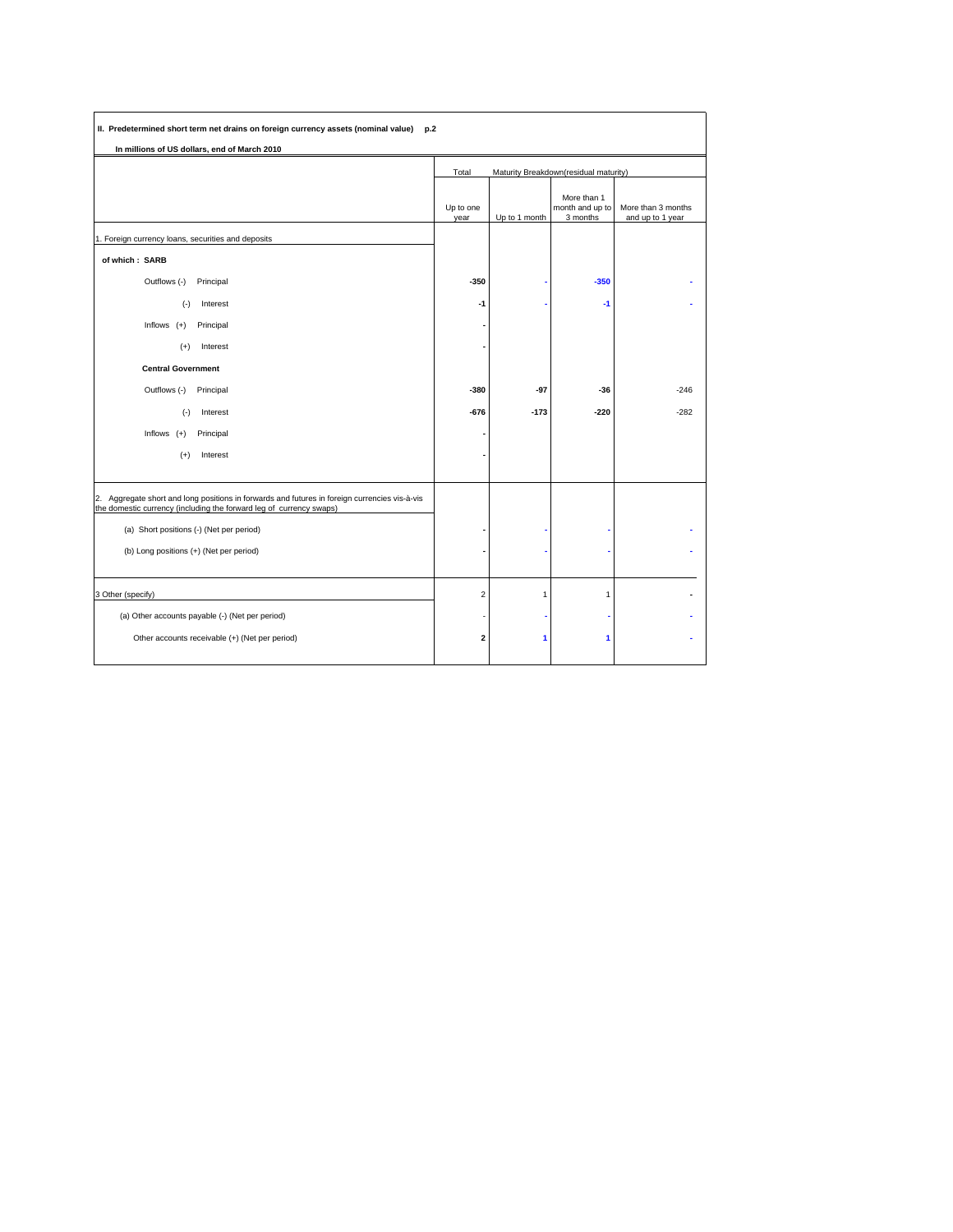**II. Predetermined short term net drains on foreign currency assets (nominal value)    p.2**

**In millions of US dollars, end of March 2010**

| | Total | Maturity Breakdown(residual maturity) | | |
|---|---|---|---|---|
| | Up to one year | Up to 1 month | More than 1 month and up to 3 months | More than 3 months and up to 1 year |
| 1. Foreign currency loans, securities and deposits | | | | |
| **of which : SARB** | | | | |
| Outflows (-) Principal | **-350** | - | **-350** | - |
| (-) Interest | **-1** | - | **-1** | - |
| Inflows (+) Principal | - | | | |
| (+) Interest | - | | | |
| **Central Government** | | | | |
| Outflows (-) Principal | **-380** | **-97** | **-36** | -246 |
| (-) Interest | **-676** | **-173** | **-220** | -282 |
| Inflows (+) Principal | - | | | |
| (+) Interest | - | | | |
| 2. Aggregate short and long positions in forwards and futures in foreign currencies vis-à-vis the domestic currency (including the forward leg of currency swaps) | | | | |
| (a) Short positions (-) (Net per period) | - | - | - | - |
| (b) Long positions (+) (Net per period) | - | - | - | - |
| 3 Other (specify) | 2 | 1 | 1 | - |
| (a) Other accounts payable (-) (Net per period) | - | - | - | - |
| Other accounts receivable (+) (Net per period) | **2** | **1** | **1** | - |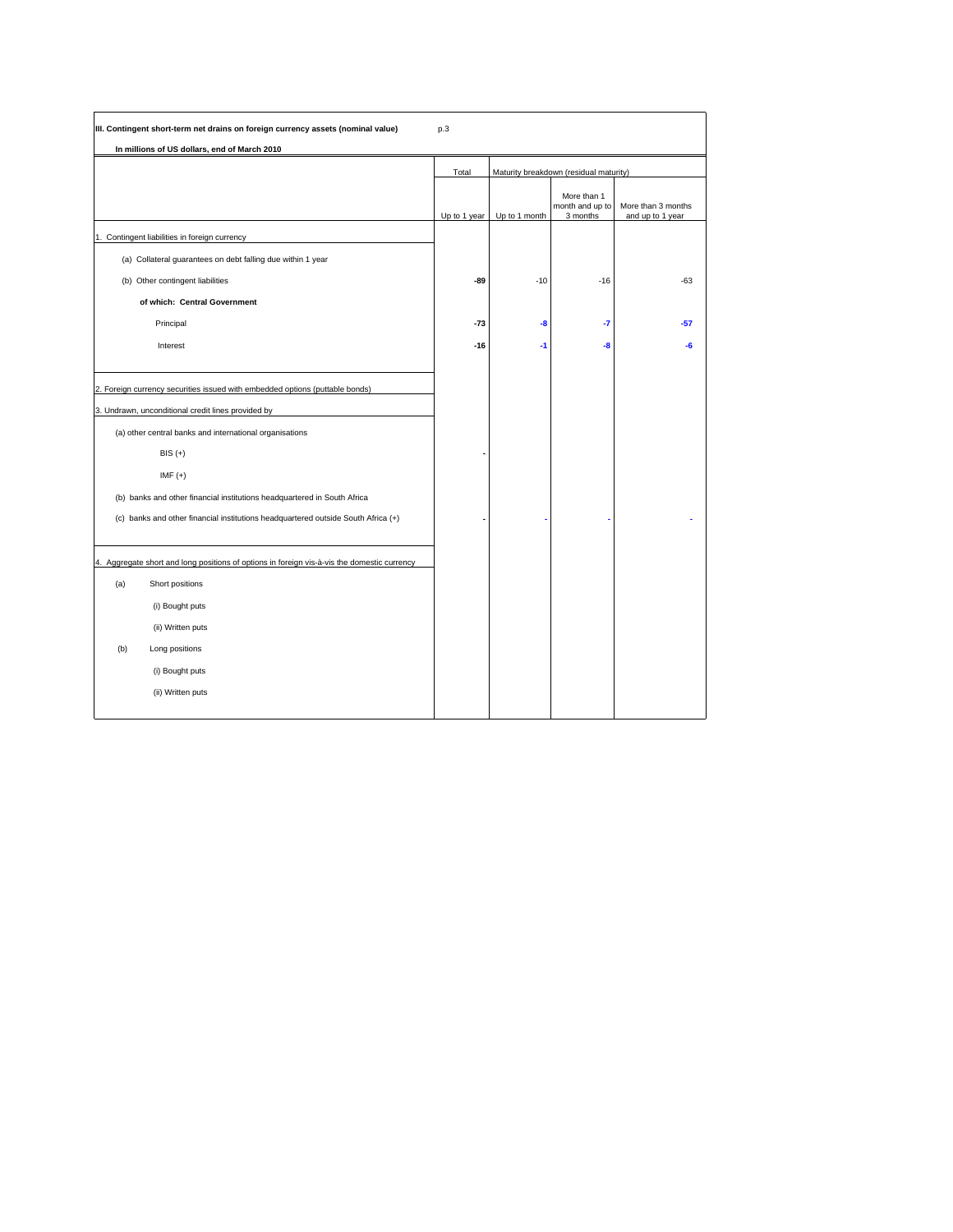**III. Contingent short-term net drains on foreign currency assets (nominal value)** p.3

**In millions of US dollars, end of March 2010**

| | Total | Maturity breakdown (residual maturity) | | |
|---|---|---|---|---|
| | Up to 1 year | Up to 1 month | More than 1 month and up to 3 months | More than 3 months and up to 1 year |
| 1. Contingent liabilities in foreign currency | | | | |
| (a) Collateral guarantees on debt falling due within 1 year | | | | |
| (b) Other contingent liabilities | **-89** | -10 | -16 | -63 |
| **of which: Central Government** | | | | |
| Principal | **-73** | **-8** | **-7** | **-57** |
| Interest | **-16** | **-1** | **-8** | **-6** |
| 2. Foreign currency securities issued with embedded options (puttable bonds) | | | | |
| 3. Undrawn, unconditional credit lines provided by | | | | |
| (a) other central banks and international organisations | | | | |
| BIS (+) | **-** | | | |
| IMF (+) | | | | |
| (b) banks and other financial institutions headquartered in South Africa | | | | |
| (c) banks and other financial institutions headquartered outside South Africa (+) | **-** | **-** | **-** | **-** |
| 4. Aggregate short and long positions of options in foreign vis-à-vis the domestic currency | | | | |
| (a) Short positions | | | | |
| (i) Bought puts | | | | |
| (ii) Written puts | | | | |
| (b) Long positions | | | | |
| (i) Bought puts | | | | |
| (ii) Written puts | | | | |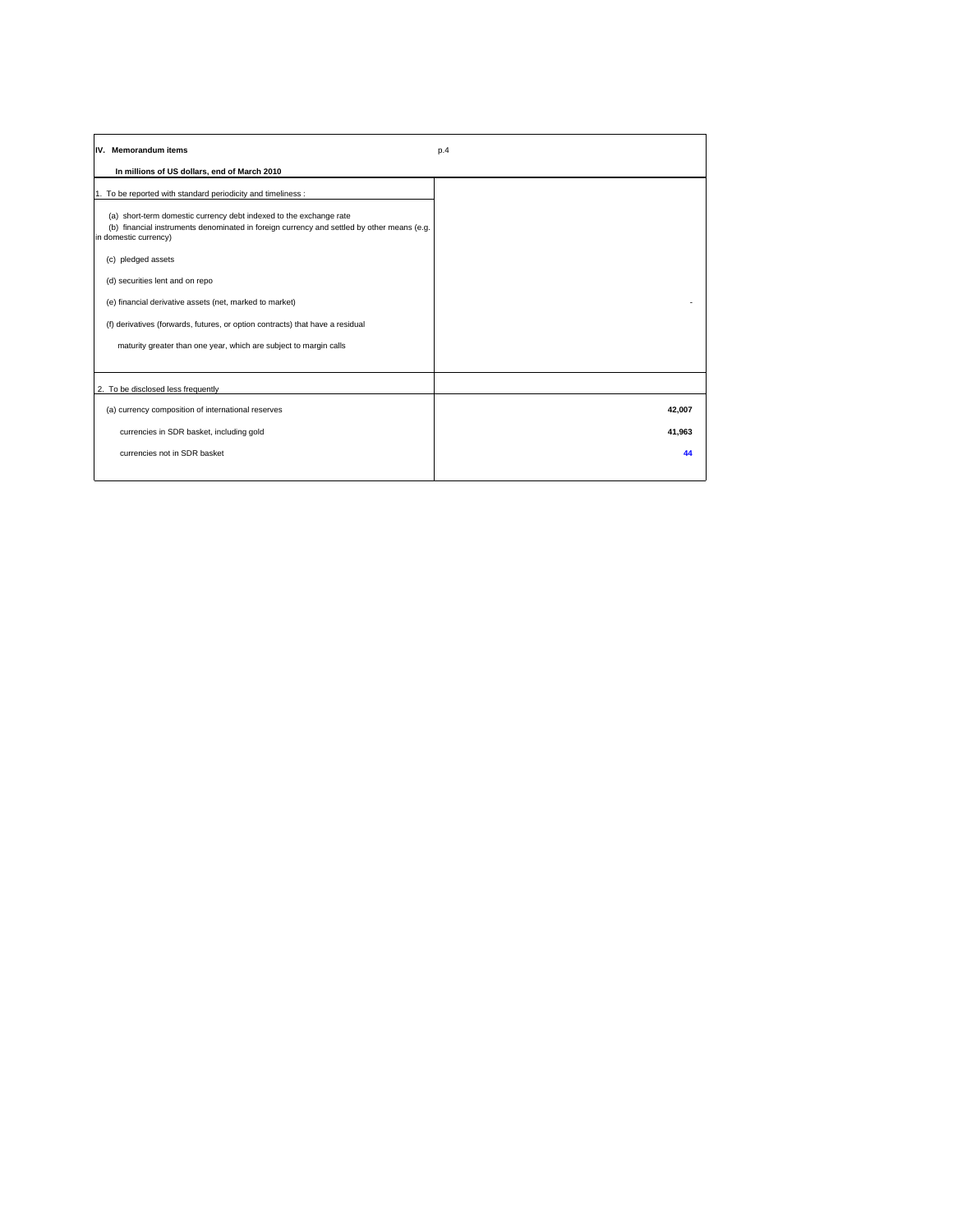| IV. Memorandum items | p.4 |
|---|---|
| **In millions of US dollars, end of March 2010** | |
| 1. To be reported with standard periodicity and timeliness : | |
| (a) short-term domestic currency debt indexed to the exchange rate | |
| (b) financial instruments denominated in foreign currency and settled by other means (e.g. in domestic currency) | |
| (c) pledged assets | |
| (d) securities lent and on repo | |
| (e) financial derivative assets (net, marked to market) | - |
| (f) derivatives (forwards, futures, or option contracts) that have a residual maturity greater than one year, which are subject to margin calls | |
| 2. To be disclosed less frequently | |
| (a) currency composition of international reserves | **42,007** |
| currencies in SDR basket, including gold | **41,963** |
| currencies not in SDR basket | **44** |